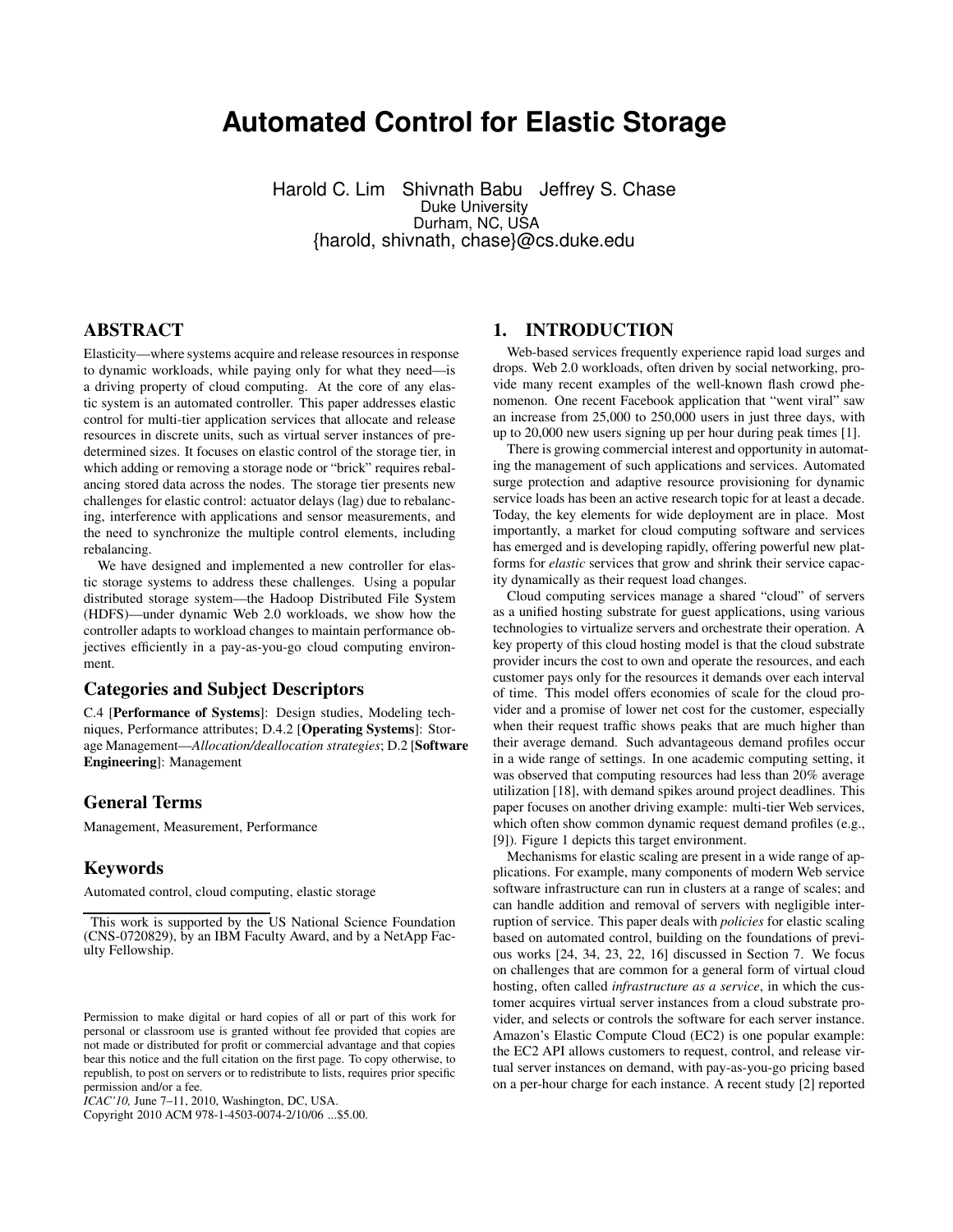# Automated Control for Elastic Storage

Harold C. Lim Shivnath Babu Jeffrey S. Chase
Duke University
Durham, NC, USA
{harold, shivnath, chase}@cs.duke.edu

## ABSTRACT

Elasticity—where systems acquire and release resources in response to dynamic workloads, while paying only for what they need—is a driving property of cloud computing. At the core of any elastic system is an automated controller. This paper addresses elastic control for multi-tier application services that allocate and release resources in discrete units, such as virtual server instances of predetermined sizes. It focuses on elastic control of the storage tier, in which adding or removing a storage node or "brick" requires rebalancing stored data across the nodes. The storage tier presents new challenges for elastic control: actuator delays (lag) due to rebalancing, interference with applications and sensor measurements, and the need to synchronize the multiple control elements, including rebalancing.

We have designed and implemented a new controller for elastic storage systems to address these challenges. Using a popular distributed storage system—the Hadoop Distributed File System (HDFS)—under dynamic Web 2.0 workloads, we show how the controller adapts to workload changes to maintain performance objectives efficiently in a pay-as-you-go cloud computing environment.

### Categories and Subject Descriptors

C.4 [**Performance of Systems**]: Design studies, Modeling techniques, Performance attributes; D.4.2 [**Operating Systems**]: Storage Management—*Allocation/deallocation strategies*; D.2 [**Software Engineering**]: Management

### General Terms

Management, Measurement, Performance

### Keywords

Automated control, cloud computing, elastic storage

This work is supported by the US National Science Foundation (CNS-0720829), by an IBM Faculty Award, and by a NetApp Faculty Fellowship.

Permission to make digital or hard copies of all or part of this work for personal or classroom use is granted without fee provided that copies are not made or distributed for profit or commercial advantage and that copies bear this notice and the full citation on the first page. To copy otherwise, to republish, to post on servers or to redistribute to lists, requires prior specific permission and/or a fee.
*ICAC'10,* June 7–11, 2010, Washington, DC, USA.
Copyright 2010 ACM 978-1-4503-0074-2/10/06 ...$5.00.

## 1. INTRODUCTION

Web-based services frequently experience rapid load surges and drops. Web 2.0 workloads, often driven by social networking, provide many recent examples of the well-known flash crowd phenomenon. One recent Facebook application that "went viral" saw an increase from 25,000 to 250,000 users in just three days, with up to 20,000 new users signing up per hour during peak times [1].

There is growing commercial interest and opportunity in automating the management of such applications and services. Automated surge protection and adaptive resource provisioning for dynamic service loads has been an active research topic for at least a decade. Today, the key elements for wide deployment are in place. Most importantly, a market for cloud computing software and services has emerged and is developing rapidly, offering powerful new platforms for *elastic* services that grow and shrink their service capacity dynamically as their request load changes.

Cloud computing services manage a shared "cloud" of servers as a unified hosting substrate for guest applications, using various technologies to virtualize servers and orchestrate their operation. A key property of this cloud hosting model is that the cloud substrate provider incurs the cost to own and operate the resources, and each customer pays only for the resources it demands over each interval of time. This model offers economies of scale for the cloud provider and a promise of lower net cost for the customer, especially when their request traffic shows peaks that are much higher than their average demand. Such advantageous demand profiles occur in a wide range of settings. In one academic computing setting, it was observed that computing resources had less than 20% average utilization [18], with demand spikes around project deadlines. This paper focuses on another driving example: multi-tier Web services, which often show common dynamic request demand profiles (e.g., [9]). Figure 1 depicts this target environment.

Mechanisms for elastic scaling are present in a wide range of applications. For example, many components of modern Web service software infrastructure can run in clusters at a range of scales; and can handle addition and removal of servers with negligible interruption of service. This paper deals with *policies* for elastic scaling based on automated control, building on the foundations of previous works [24, 34, 23, 22, 16] discussed in Section 7. We focus on challenges that are common for a general form of virtual cloud hosting, often called *infrastructure as a service*, in which the customer acquires virtual server instances from a cloud substrate provider, and selects or controls the software for each server instance. Amazon's Elastic Compute Cloud (EC2) is one popular example: the EC2 API allows customers to request, control, and release virtual server instances on demand, with pay-as-you-go pricing based on a per-hour charge for each instance. A recent study [2] reported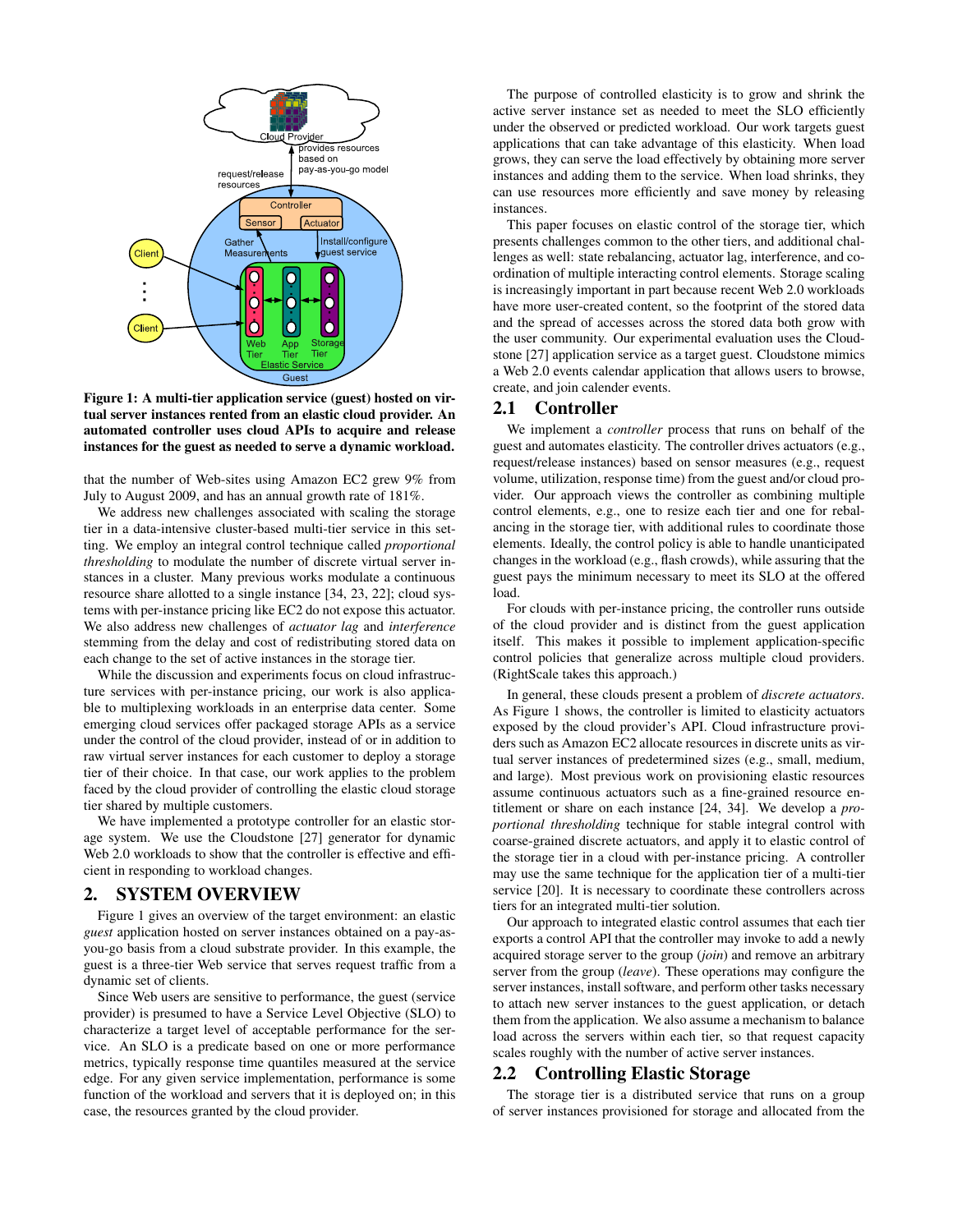**Figure 1: A multi-tier application service (guest) hosted on virtual server instances rented from an elastic cloud provider. An automated controller uses cloud APIs to acquire and release instances for the guest as needed to serve a dynamic workload.**

that the number of Web-sites using Amazon EC2 grew 9% from July to August 2009, and has an annual growth rate of 181%.

We address new challenges associated with scaling the storage tier in a data-intensive cluster-based multi-tier service in this setting. We employ an integral control technique called *proportional thresholding* to modulate the number of discrete virtual server instances in a cluster. Many previous works modulate a continuous resource share allotted to a single instance [34, 23, 22]; cloud systems with per-instance pricing like EC2 do not expose this actuator. We also address new challenges of *actuator lag* and *interference* stemming from the delay and cost of redistributing stored data on each change to the set of active instances in the storage tier.

While the discussion and experiments focus on cloud infrastructure services with per-instance pricing, our work is also applicable to multiplexing workloads in an enterprise data center. Some emerging cloud services offer packaged storage APIs as a service under the control of the cloud provider, instead of or in addition to raw virtual server instances for each customer to deploy a storage tier of their choice. In that case, our work applies to the problem faced by the cloud provider of controlling the elastic cloud storage tier shared by multiple customers.

We have implemented a prototype controller for an elastic storage system. We use the Cloudstone [27] generator for dynamic Web 2.0 workloads to show that the controller is effective and efficient in responding to workload changes.

## 2. SYSTEM OVERVIEW

Figure 1 gives an overview of the target environment: an elastic *guest* application hosted on server instances obtained on a pay-as-you-go basis from a cloud substrate provider. In this example, the guest is a three-tier Web service that serves request traffic from a dynamic set of clients.

Since Web users are sensitive to performance, the guest (service provider) is presumed to have a Service Level Objective (SLO) to characterize a target level of acceptable performance for the service. An SLO is a predicate based on one or more performance metrics, typically response time quantiles measured at the service edge. For any given service implementation, performance is some function of the workload and servers that it is deployed on; in this case, the resources granted by the cloud provider.

The purpose of controlled elasticity is to grow and shrink the active server instance set as needed to meet the SLO efficiently under the observed or predicted workload. Our work targets guest applications that can take advantage of this elasticity. When load grows, they can serve the load effectively by obtaining more server instances and adding them to the service. When load shrinks, they can use resources more efficiently and save money by releasing instances.

This paper focuses on elastic control of the storage tier, which presents challenges common to the other tiers, and additional challenges as well: state rebalancing, actuator lag, interference, and co-ordination of multiple interacting control elements. Storage scaling is increasingly important in part because recent Web 2.0 workloads have more user-created content, so the footprint of the stored data and the spread of accesses across the stored data both grow with the user community. Our experimental evaluation uses the Cloudstone [27] application service as a target guest. Cloudstone mimics a Web 2.0 events calendar application that allows users to browse, create, and join calender events.

### 2.1 Controller

We implement a *controller* process that runs on behalf of the guest and automates elasticity. The controller drives actuators (e.g., request/release instances) based on sensor measures (e.g., request volume, utilization, response time) from the guest and/or cloud provider. Our approach views the controller as combining multiple control elements, e.g., one to resize each tier and one for rebalancing in the storage tier, with additional rules to coordinate those elements. Ideally, the control policy is able to handle unanticipated changes in the workload (e.g., flash crowds), while assuring that the guest pays the minimum necessary to meet its SLO at the offered load.

For clouds with per-instance pricing, the controller runs outside of the cloud provider and is distinct from the guest application itself. This makes it possible to implement application-specific control policies that generalize across multiple cloud providers. (RightScale takes this approach.)

In general, these clouds present a problem of *discrete actuators*. As Figure 1 shows, the controller is limited to elasticity actuators exposed by the cloud provider's API. Cloud infrastructure providers such as Amazon EC2 allocate resources in discrete units as virtual server instances of predetermined sizes (e.g., small, medium, and large). Most previous work on provisioning elastic resources assume continuous actuators such as a fine-grained resource entitlement or share on each instance [24, 34]. We develop a *proportional thresholding* technique for stable integral control with coarse-grained discrete actuators, and apply it to elastic control of the storage tier in a cloud with per-instance pricing. A controller may use the same technique for the application tier of a multi-tier service [20]. It is necessary to coordinate these controllers across tiers for an integrated multi-tier solution.

Our approach to integrated elastic control assumes that each tier exports a control API that the controller may invoke to add a newly acquired storage server to the group (*join*) and remove an arbitrary server from the group (*leave*). These operations may configure the server instances, install software, and perform other tasks necessary to attach new server instances to the guest application, or detach them from the application. We also assume a mechanism to balance load across the servers within each tier, so that request capacity scales roughly with the number of active server instances.

### 2.2 Controlling Elastic Storage

The storage tier is a distributed service that runs on a group of server instances provisioned for storage and allocated from the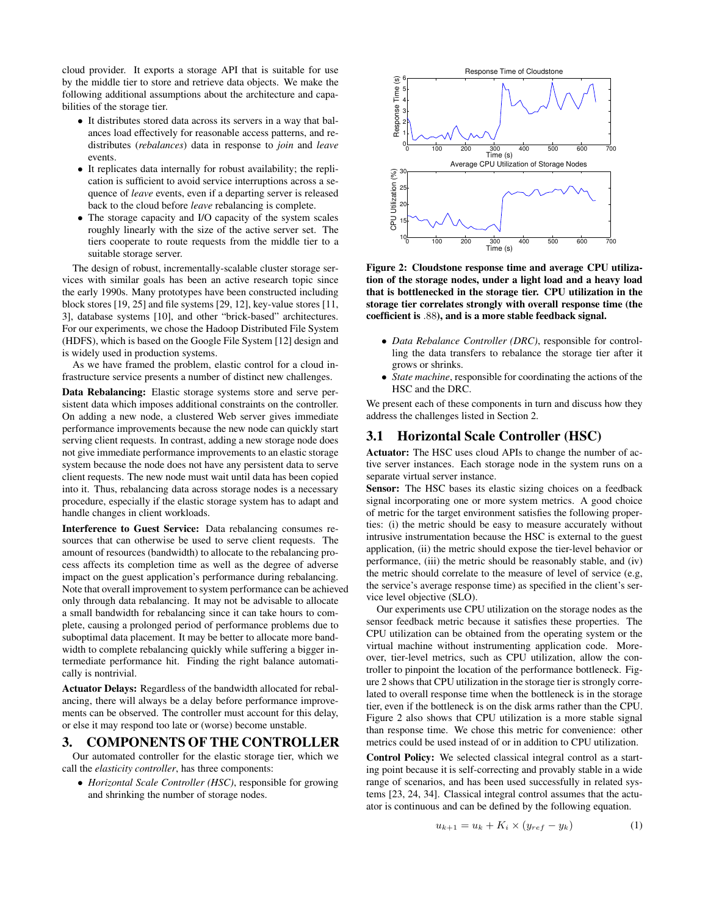cloud provider. It exports a storage API that is suitable for use by the middle tier to store and retrieve data objects. We make the following additional assumptions about the architecture and capabilities of the storage tier.

- It distributes stored data across its servers in a way that balances load effectively for reasonable access patterns, and redistributes (*rebalances*) data in response to *join* and *leave* events.
- It replicates data internally for robust availability; the replication is sufficient to avoid service interruptions across a sequence of *leave* events, even if a departing server is released back to the cloud before *leave* rebalancing is complete.
- The storage capacity and I/O capacity of the system scales roughly linearly with the size of the active server set. The tiers cooperate to route requests from the middle tier to a suitable storage server.

The design of robust, incrementally-scalable cluster storage services with similar goals has been an active research topic since the early 1990s. Many prototypes have been constructed including block stores [19, 25] and file systems [29, 12], key-value stores [11, 3], database systems [10], and other "brick-based" architectures. For our experiments, we chose the Hadoop Distributed File System (HDFS), which is based on the Google File System [12] design and is widely used in production systems.

As we have framed the problem, elastic control for a cloud infrastructure service presents a number of distinct new challenges.

**Data Rebalancing:** Elastic storage systems store and serve persistent data which imposes additional constraints on the controller. On adding a new node, a clustered Web server gives immediate performance improvements because the new node can quickly start serving client requests. In contrast, adding a new storage node does not give immediate performance improvements to an elastic storage system because the node does not have any persistent data to serve client requests. The new node must wait until data has been copied into it. Thus, rebalancing data across storage nodes is a necessary procedure, especially if the elastic storage system has to adapt and handle changes in client workloads.

**Interference to Guest Service:** Data rebalancing consumes resources that can otherwise be used to serve client requests. The amount of resources (bandwidth) to allocate to the rebalancing process affects its completion time as well as the degree of adverse impact on the guest application's performance during rebalancing. Note that overall improvement to system performance can be achieved only through data rebalancing. It may not be advisable to allocate a small bandwidth for rebalancing since it can take hours to complete, causing a prolonged period of performance problems due to suboptimal data placement. It may be better to allocate more bandwidth to complete rebalancing quickly while suffering a bigger intermediate performance hit. Finding the right balance automatically is nontrivial.

**Actuator Delays:** Regardless of the bandwidth allocated for rebalancing, there will always be a delay before performance improvements can be observed. The controller must account for this delay, or else it may respond too late or (worse) become unstable.

# 3. COMPONENTS OF THE CONTROLLER

Our automated controller for the elastic storage tier, which we call the *elasticity controller*, has three components:

- *Horizontal Scale Controller (HSC)*, responsible for growing and shrinking the number of storage nodes.
- *Data Rebalance Controller (DRC)*, responsible for controlling the data transfers to rebalance the storage tier after it grows or shrinks.
- *State machine*, responsible for coordinating the actions of the HSC and the DRC.

We present each of these components in turn and discuss how they address the challenges listed in Section 2.

**Figure 2: Cloudstone response time and average CPU utilization of the storage nodes, under a light load and a heavy load that is bottlenecked in the storage tier. CPU utilization in the storage tier correlates strongly with overall response time (the coefficient is .88), and is a more stable feedback signal.**

## 3.1 Horizontal Scale Controller (HSC)

**Actuator:** The HSC uses cloud APIs to change the number of active server instances. Each storage node in the system runs on a separate virtual server instance.

**Sensor:** The HSC bases its elastic sizing choices on a feedback signal incorporating one or more system metrics. A good choice of metric for the target environment satisfies the following properties: (i) the metric should be easy to measure accurately without intrusive instrumentation because the HSC is external to the guest application, (ii) the metric should expose the tier-level behavior or performance, (iii) the metric should be reasonably stable, and (iv) the metric should correlate to the measure of level of service (e.g, the service's average response time) as specified in the client's service level objective (SLO).

Our experiments use CPU utilization on the storage nodes as the sensor feedback metric because it satisfies these properties. The CPU utilization can be obtained from the operating system or the virtual machine without instrumenting application code. Moreover, tier-level metrics, such as CPU utilization, allow the controller to pinpoint the location of the performance bottleneck. Figure 2 shows that CPU utilization in the storage tier is strongly correlated to overall response time when the bottleneck is in the storage tier, even if the bottleneck is on the disk arms rather than the CPU. Figure 2 also shows that CPU utilization is a more stable signal than response time. We chose this metric for convenience: other metrics could be used instead of or in addition to CPU utilization.

**Control Policy:** We selected classical integral control as a starting point because it is self-correcting and provably stable in a wide range of scenarios, and has been used successfully in related systems [23, 24, 34]. Classical integral control assumes that the actuator is continuous and can be defined by the following equation.

$$u_{k+1} = u_k + K_i \times (y_{ref} - y_k) \qquad (1)$$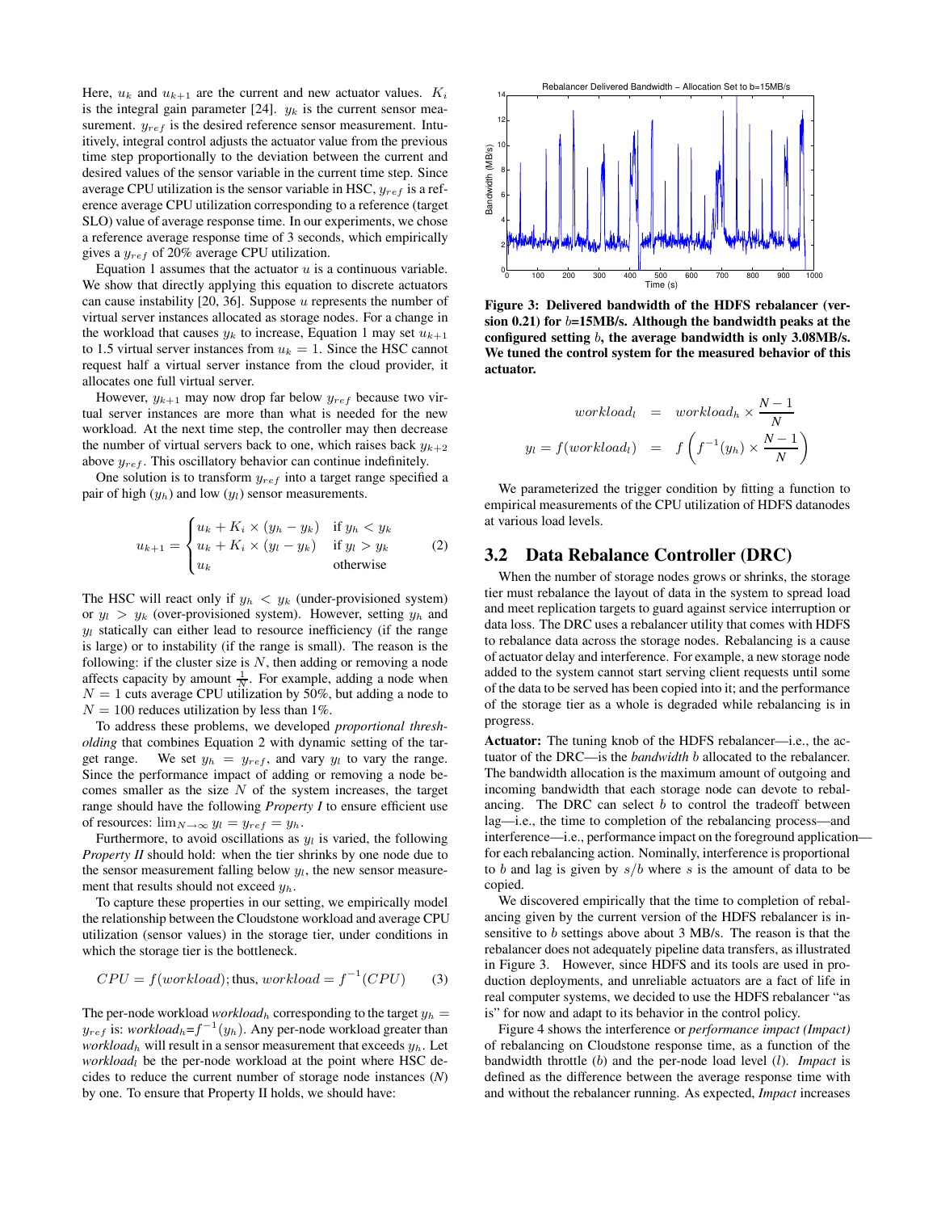Here, $u_k$ and $u_{k+1}$ are the current and new actuator values. $K_i$ is the integral gain parameter [24]. $y_k$ is the current sensor measurement. $y_{ref}$ is the desired reference sensor measurement. Intuitively, integral control adjusts the actuator value from the previous time step proportionally to the deviation between the current and desired values of the sensor variable in the current time step. Since average CPU utilization is the sensor variable in HSC, $y_{ref}$ is a reference average CPU utilization corresponding to a reference (target SLO) value of average response time. In our experiments, we chose a reference average response time of 3 seconds, which empirically gives a $y_{ref}$ of 20% average CPU utilization.

Equation 1 assumes that the actuator $u$ is a continuous variable. We show that directly applying this equation to discrete actuators can cause instability [20, 36]. Suppose $u$ represents the number of virtual server instances allocated as storage nodes. For a change in the workload that causes $y_k$ to increase, Equation 1 may set $u_{k+1}$ to 1.5 virtual server instances from $u_k = 1$. Since the HSC cannot request half a virtual server instance from the cloud provider, it allocates one full virtual server.

However, $y_{k+1}$ may now drop far below $y_{ref}$ because two virtual server instances are more than what is needed for the new workload. At the next time step, the controller may then decrease the number of virtual servers back to one, which raises back $y_{k+2}$ above $y_{ref}$. This oscillatory behavior can continue indefinitely.

One solution is to transform $y_{ref}$ into a target range specified a pair of high ($y_h$) and low ($y_l$) sensor measurements.

$$u_{k+1} = \begin{cases} u_k + K_i \times (y_h - y_k) & \text{if } y_h < y_k \\ u_k + K_i \times (y_l - y_k) & \text{if } y_l > y_k \\ u_k & \text{otherwise} \end{cases} \quad (2)$$

The HSC will react only if $y_h < y_k$ (under-provisioned system) or $y_l > y_k$ (over-provisioned system). However, setting $y_h$ and $y_l$ statically can either lead to resource inefficiency (if the range is large) or to instability (if the range is small). The reason is the following: if the cluster size is $N$, then adding or removing a node affects capacity by amount $\frac{1}{N}$. For example, adding a node when $N = 1$ cuts average CPU utilization by 50%, but adding a node to $N = 100$ reduces utilization by less than 1%.

To address these problems, we developed *proportional thresholding* that combines Equation 2 with dynamic setting of the target range. We set $y_h = y_{ref}$, and vary $y_l$ to vary the range. Since the performance impact of adding or removing a node becomes smaller as the size $N$ of the system increases, the target range should have the following *Property I* to ensure efficient use of resources: $\lim_{N \to \infty} y_l = y_{ref} = y_h$.

Furthermore, to avoid oscillations as $y_l$ is varied, the following *Property II* should hold: when the tier shrinks by one node due to the sensor measurement falling below $y_l$, the new sensor measurement that results should not exceed $y_h$.

To capture these properties in our setting, we empirically model the relationship between the Cloudstone workload and average CPU utilization (sensor values) in the storage tier, under conditions in which the storage tier is the bottleneck.

$$CPU = f(workload); \text{thus, } workload = f^{-1}(CPU) \quad (3)$$

The per-node workload $workload_h$ corresponding to the target $y_h = y_{ref}$ is: $workload_h = f^{-1}(y_h)$. Any per-node workload greater than $workload_h$ will result in a sensor measurement that exceeds $y_h$. Let $workload_l$ be the per-node workload at the point where HSC decides to reduce the current number of storage node instances ($N$) by one. To ensure that Property II holds, we should have:

Figure 3: Delivered bandwidth of the HDFS rebalancer (version 0.21) for $b$=15MB/s. Although the bandwidth peaks at the configured setting $b$, the average bandwidth is only 3.08MB/s. We tuned the control system for the measured behavior of this actuator.

$$workload_l = workload_h \times \frac{N-1}{N}$$

$$y_l = f(workload_l) = f\left(f^{-1}(y_h) \times \frac{N-1}{N}\right)$$

We parameterized the trigger condition by fitting a function to empirical measurements of the CPU utilization of HDFS datanodes at various load levels.

## 3.2 Data Rebalance Controller (DRC)

When the number of storage nodes grows or shrinks, the storage tier must rebalance the layout of data in the system to spread load and meet replication targets to guard against service interruption or data loss. The DRC uses a rebalancer utility that comes with HDFS to rebalance data across the storage nodes. Rebalancing is a cause of actuator delay and interference. For example, a new storage node added to the system cannot start serving client requests until some of the data to be served has been copied into it; and the performance of the storage tier as a whole is degraded while rebalancing is in progress.

**Actuator:** The tuning knob of the HDFS rebalancer—i.e., the actuator of the DRC—is the *bandwidth* $b$ allocated to the rebalancer. The bandwidth allocation is the maximum amount of outgoing and incoming bandwidth that each storage node can devote to rebalancing. The DRC can select $b$ to control the tradeoff between lag—i.e., the time to completion of the rebalancing process—and interference—i.e., performance impact on the foreground application—for each rebalancing action. Nominally, interference is proportional to $b$ and lag is given by $s/b$ where $s$ is the amount of data to be copied.

We discovered empirically that the time to completion of rebalancing given by the current version of the HDFS rebalancer is insensitive to $b$ settings above about 3 MB/s. The reason is that the rebalancer does not adequately pipeline data transfers, as illustrated in Figure 3. However, since HDFS and its tools are used in production deployments, and unreliable actuators are a fact of life in real computer systems, we decided to use the HDFS rebalancer "as is" for now and adapt to its behavior in the control policy.

Figure 4 shows the interference or *performance impact (Impact)* of rebalancing on Cloudstone response time, as a function of the bandwidth throttle ($b$) and the per-node load level ($l$). *Impact* is defined as the difference between the average response time with and without the rebalancer running. As expected, *Impact* increases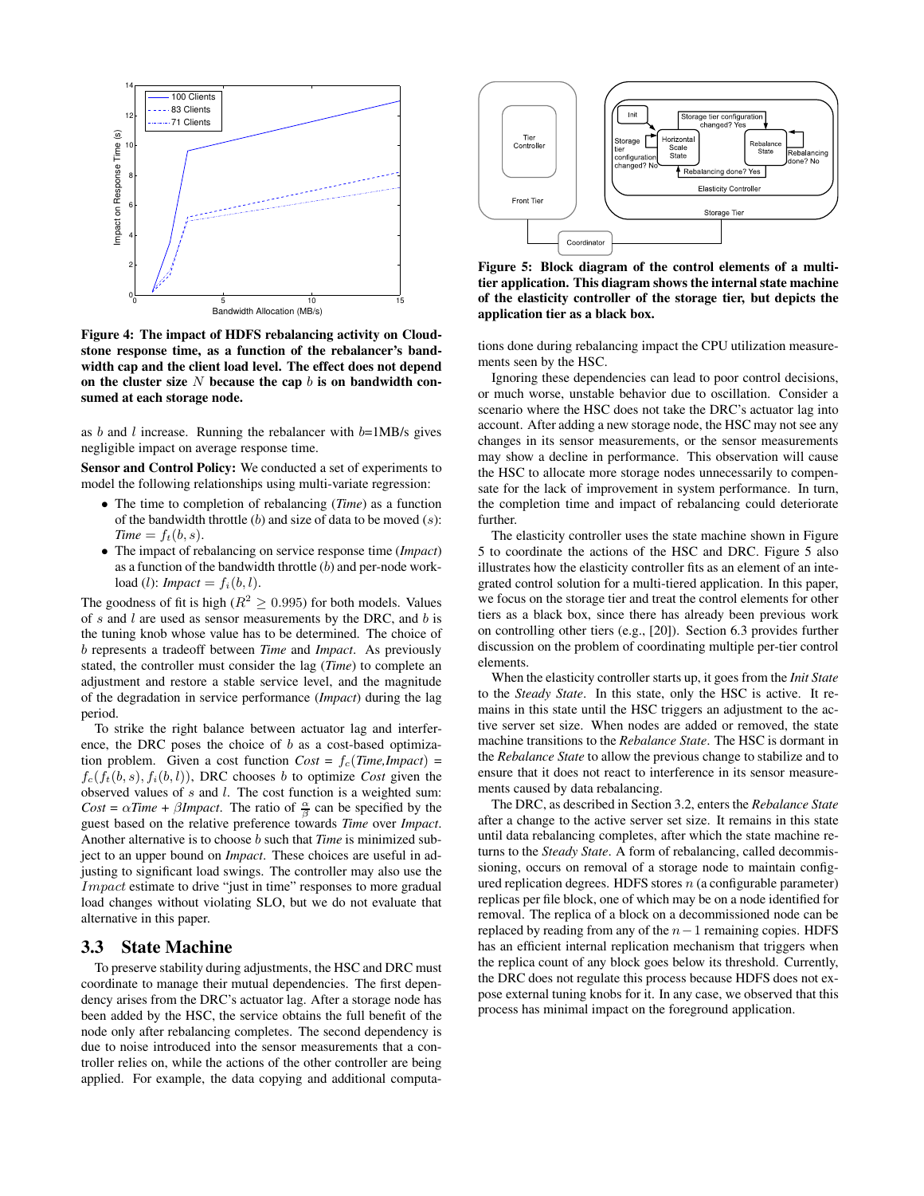14
12
10
8
6
4
2
0
Impact on Response Time (s)
0
5
10
15
Bandwidth Allocation (MB/s)
100 Clients
83 Clients
71 Clients

**Figure 4: The impact of HDFS rebalancing activity on Cloudstone response time, as a function of the rebalancer's bandwidth cap and the client load level. The effect does not depend on the cluster size $N$ because the cap $b$ is on bandwidth consumed at each storage node.**

as $b$ and $l$ increase. Running the rebalancer with $b$=1MB/s gives negligible impact on average response time.

**Sensor and Control Policy:** We conducted a set of experiments to model the following relationships using multi-variate regression:

- The time to completion of rebalancing (*Time*) as a function of the bandwidth throttle ($b$) and size of data to be moved ($s$): *Time* $= f_t(b, s)$.
- The impact of rebalancing on service response time (*Impact*) as a function of the bandwidth throttle ($b$) and per-node workload ($l$): *Impact* $= f_i(b, l)$.

The goodness of fit is high ($R^2 \geq 0.995$) for both models. Values of $s$ and $l$ are used as sensor measurements by the DRC, and $b$ is the tuning knob whose value has to be determined. The choice of $b$ represents a tradeoff between *Time* and *Impact*. As previously stated, the controller must consider the lag (*Time*) to complete an adjustment and restore a stable service level, and the magnitude of the degradation in service performance (*Impact*) during the lag period.

To strike the right balance between actuator lag and interference, the DRC poses the choice of $b$ as a cost-based optimization problem. Given a cost function *Cost* = $f_c$(*Time,Impact*) = $f_c(f_t(b, s), f_i(b, l))$, DRC chooses $b$ to optimize *Cost* given the observed values of $s$ and $l$. The cost function is a weighted sum: *Cost* = $\alpha$*Time* + $\beta$*Impact*. The ratio of $\frac{\alpha}{\beta}$ can be specified by the guest based on the relative preference towards *Time* over *Impact*. Another alternative is to choose $b$ such that *Time* is minimized subject to an upper bound on *Impact*. These choices are useful in adjusting to significant load swings. The controller may also use the $Impact$ estimate to drive "just in time" responses to more gradual load changes without violating SLO, but we do not evaluate that alternative in this paper.

### 3.3 State Machine

To preserve stability during adjustments, the HSC and DRC must coordinate to manage their mutual dependencies. The first dependency arises from the DRC's actuator lag. After a storage node has been added by the HSC, the service obtains the full benefit of the node only after rebalancing completes. The second dependency is due to noise introduced into the sensor measurements that a controller relies on, while the actions of the other controller are being applied. For example, the data copying and additional computations done during rebalancing impact the CPU utilization measurements seen by the HSC.

Tier Controller
Front Tier
Init
Storage tier configuration changed? Yes
Storage tier configuration changed? No
Horizontal Scale State
Rebalance State
Rebalancing done? No
Rebalancing done? Yes
Elasticity Controller
Storage Tier
Coordinator

**Figure 5: Block diagram of the control elements of a multi-tier application. This diagram shows the internal state machine of the elasticity controller of the storage tier, but depicts the application tier as a black box.**

Ignoring these dependencies can lead to poor control decisions, or much worse, unstable behavior due to oscillation. Consider a scenario where the HSC does not take the DRC's actuator lag into account. After adding a new storage node, the HSC may not see any changes in its sensor measurements, or the sensor measurements may show a decline in performance. This observation will cause the HSC to allocate more storage nodes unnecessarily to compensate for the lack of improvement in system performance. In turn, the completion time and impact of rebalancing could deteriorate further.

The elasticity controller uses the state machine shown in Figure 5 to coordinate the actions of the HSC and DRC. Figure 5 also illustrates how the elasticity controller fits as an element of an integrated control solution for a multi-tiered application. In this paper, we focus on the storage tier and treat the control elements for other tiers as a black box, since there has already been previous work on controlling other tiers (e.g., [20]). Section 6.3 provides further discussion on the problem of coordinating multiple per-tier control elements.

When the elasticity controller starts up, it goes from the *Init State* to the *Steady State*. In this state, only the HSC is active. It remains in this state until the HSC triggers an adjustment to the active server set size. When nodes are added or removed, the state machine transitions to the *Rebalance State*. The HSC is dormant in the *Rebalance State* to allow the previous change to stabilize and to ensure that it does not react to interference in its sensor measurements caused by data rebalancing.

The DRC, as described in Section 3.2, enters the *Rebalance State* after a change to the active server set size. It remains in this state until data rebalancing completes, after which the state machine returns to the *Steady State*. A form of rebalancing, called decommissioning, occurs on removal of a storage node to maintain configured replication degrees. HDFS stores $n$ (a configurable parameter) replicas per file block, one of which may be on a node identified for removal. The replica of a block on a decommissioned node can be replaced by reading from any of the $n-1$ remaining copies. HDFS has an efficient internal replication mechanism that triggers when the replica count of any block goes below its threshold. Currently, the DRC does not regulate this process because HDFS does not expose external tuning knobs for it. In any case, we observed that this process has minimal impact on the foreground application.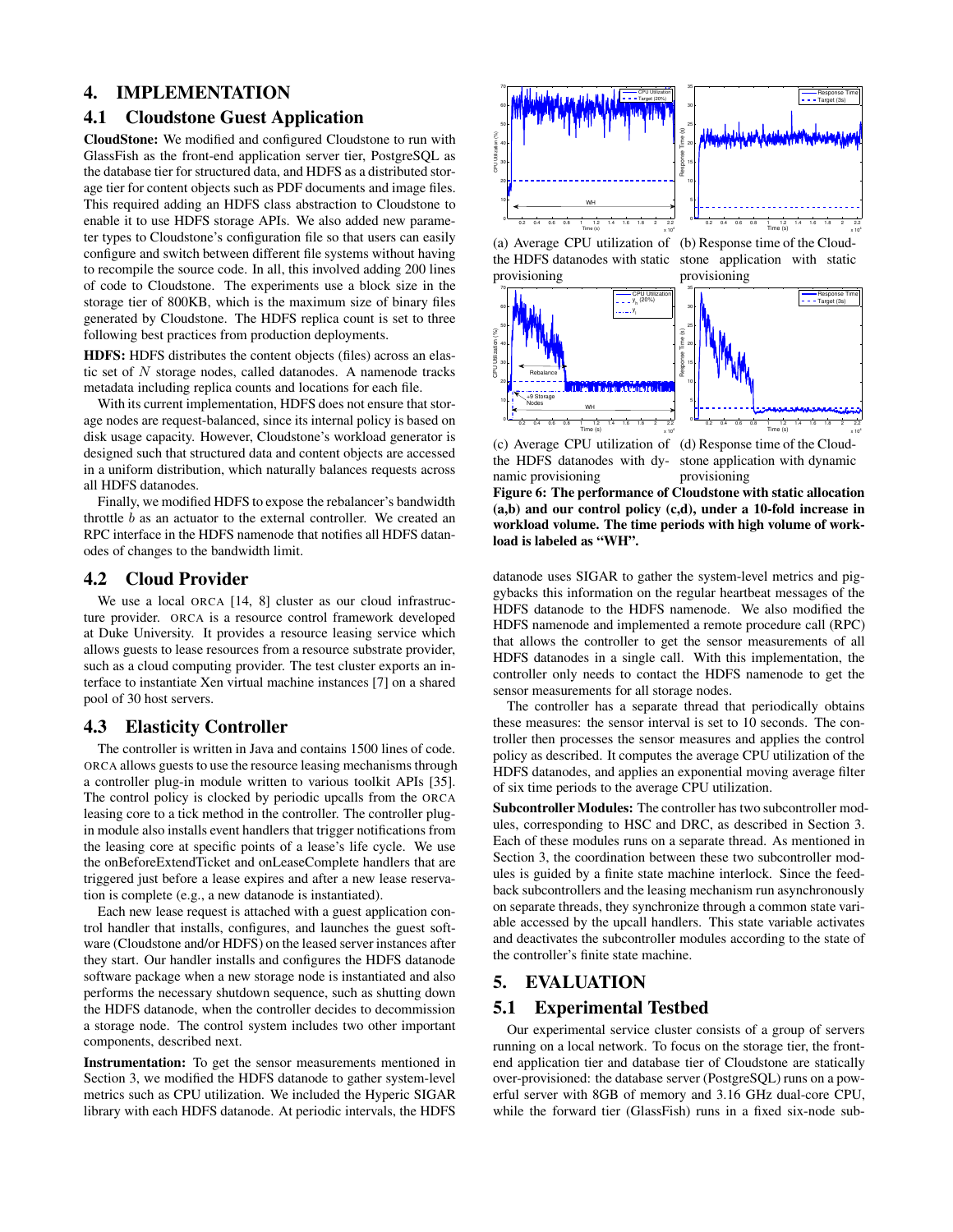## 4. IMPLEMENTATION

### 4.1 Cloudstone Guest Application

**CloudStone:** We modified and configured Cloudstone to run with GlassFish as the front-end application server tier, PostgreSQL as the database tier for structured data, and HDFS as a distributed storage tier for content objects such as PDF documents and image files. This required adding an HDFS class abstraction to Cloudstone to enable it to use HDFS storage APIs. We also added new parameter types to Cloudstone's configuration file so that users can easily configure and switch between different file systems without having to recompile the source code. In all, this involved adding 200 lines of code to Cloudstone. The experiments use a block size in the storage tier of 800KB, which is the maximum size of binary files generated by Cloudstone. The HDFS replica count is set to three following best practices from production deployments.

**HDFS:** HDFS distributes the content objects (files) across an elastic set of $N$ storage nodes, called datanodes. A namenode tracks metadata including replica counts and locations for each file.

With its current implementation, HDFS does not ensure that storage nodes are request-balanced, since its internal policy is based on disk usage capacity. However, Cloudstone's workload generator is designed such that structured data and content objects are accessed in a uniform distribution, which naturally balances requests across all HDFS datanodes.

Finally, we modified HDFS to expose the rebalancer's bandwidth throttle $b$ as an actuator to the external controller. We created an RPC interface in the HDFS namenode that notifies all HDFS datanodes of changes to the bandwidth limit.

### 4.2 Cloud Provider

We use a local ORCA [14, 8] cluster as our cloud infrastructure provider. ORCA is a resource control framework developed at Duke University. It provides a resource leasing service which allows guests to lease resources from a resource substrate provider, such as a cloud computing provider. The test cluster exports an interface to instantiate Xen virtual machine instances [7] on a shared pool of 30 host servers.

### 4.3 Elasticity Controller

The controller is written in Java and contains 1500 lines of code. ORCA allows guests to use the resource leasing mechanisms through a controller plug-in module written to various toolkit APIs [35]. The control policy is clocked by periodic upcalls from the ORCA leasing core to a tick method in the controller. The controller plug-in module also installs event handlers that trigger notifications from the leasing core at specific points of a lease's life cycle. We use the onBeforeExtendTicket and onLeaseComplete handlers that are triggered just before a lease expires and after a new lease reservation is complete (e.g., a new datanode is instantiated).

Each new lease request is attached with a guest application control handler that installs, configures, and launches the guest software (Cloudstone and/or HDFS) on the leased server instances after they start. Our handler installs and configures the HDFS datanode software package when a new storage node is instantiated and also performs the necessary shutdown sequence, such as shutting down the HDFS datanode, when the controller decides to decommission a storage node. The control system includes two other important components, described next.

**Instrumentation:** To get the sensor measurements mentioned in Section 3, we modified the HDFS datanode to gather system-level metrics such as CPU utilization. We included the Hyperic SIGAR library with each HDFS datanode. At periodic intervals, the HDFS datanode uses SIGAR to gather the system-level metrics and piggybacks this information on the regular heartbeat messages of the HDFS datanode to the HDFS namenode. We also modified the HDFS namenode and implemented a remote procedure call (RPC) that allows the controller to get the sensor measurements of all HDFS datanodes in a single call. With this implementation, the controller only needs to contact the HDFS namenode to get the sensor measurements for all storage nodes.

(a) Average CPU utilization of the HDFS datanodes with static provisioning

(b) Response time of the Cloudstone application with static provisioning

(c) Average CPU utilization of the HDFS datanodes with dynamic provisioning

(d) Response time of the Cloudstone application with dynamic provisioning

**Figure 6: The performance of Cloudstone with static allocation (a,b) and our control policy (c,d), under a 10-fold increase in workload volume. The time periods with high volume of workload is labeled as "WH".**

The controller has a separate thread that periodically obtains these measures: the sensor interval is set to 10 seconds. The controller then processes the sensor measurements and applies the control policy as described. It computes the average CPU utilization of the HDFS datanodes, and applies an exponential moving average filter of six time periods to the average CPU utilization.

**Subcontroller Modules:** The controller has two subcontroller modules, corresponding to HSC and DRC, as described in Section 3. Each of these modules runs on a separate thread. As mentioned in Section 3, the coordination between these two subcontroller modules is guided by a finite state machine interlock. Since the feedback subcontrollers and the leasing mechanism run asynchronously on separate threads, they synchronize through a common state variable accessed by the upcall handlers. This state variable activates and deactivates the subcontroller modules according to the state of the controller's finite state machine.

## 5. EVALUATION

### 5.1 Experimental Testbed

Our experimental service cluster consists of a group of servers running on a local network. To focus on the storage tier, the front-end application tier and database tier of Cloudstone are statically over-provisioned: the database server (PostgreSQL) runs on a powerful server with 8GB of memory and 3.16 GHz dual-core CPU, while the forward tier (GlassFish) runs in a fixed six-node sub-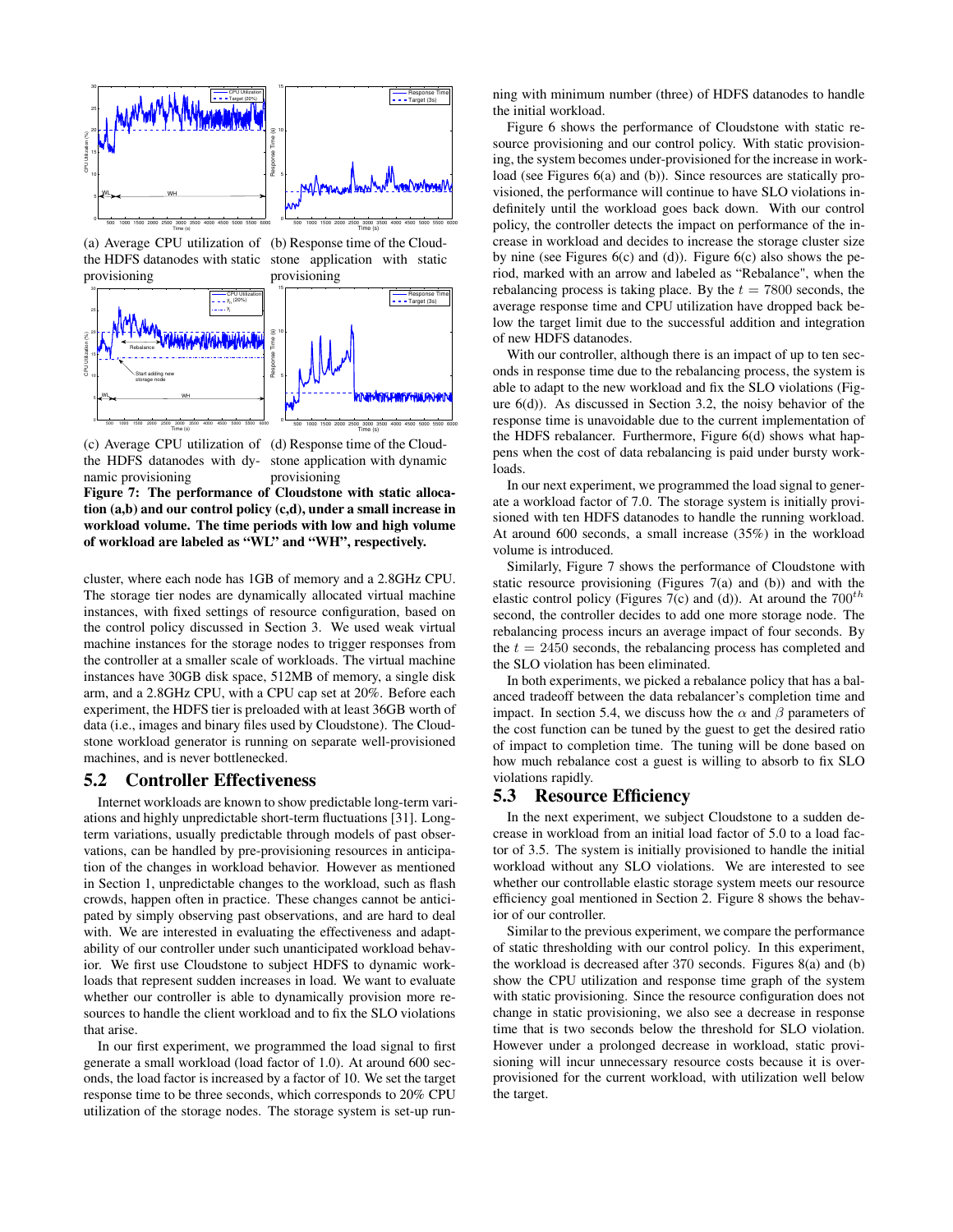(a) Average CPU utilization of the HDFS datanodes with static provisioning

(b) Response time of the Cloudstone application with static provisioning

(c) Average CPU utilization of the HDFS datanodes with dynamic provisioning

(d) Response time of the Cloudstone application with dynamic provisioning

**Figure 7: The performance of Cloudstone with static allocation (a,b) and our control policy (c,d), under a small increase in workload volume. The time periods with low and high volume of workload are labeled as "WL" and "WH", respectively.**

cluster, where each node has 1GB of memory and a 2.8GHz CPU. The storage tier nodes are dynamically allocated virtual machine instances, with fixed settings of resource configuration, based on the control policy discussed in Section 3. We used weak virtual machine instances for the storage nodes to trigger responses from the controller at a smaller scale of workloads. The virtual machine instances have 30GB disk space, 512MB of memory, a single disk arm, and a 2.8GHz CPU, with a CPU cap set at 20%. Before each experiment, the HDFS tier is preloaded with at least 36GB worth of data (i.e., images and binary files used by Cloudstone). The Cloudstone workload generator is running on separate well-provisioned machines, and is never bottlenecked.

## 5.2 Controller Effectiveness

Internet workloads are known to show predictable long-term variations and highly unpredictable short-term fluctuations [31]. Long-term variations, usually predictable through models of past observations, can be handled by pre-provisioning resources in anticipation of the changes in workload behavior. However as mentioned in Section 1, unpredictable changes to the workload, such as flash crowds, happen often in practice. These changes cannot be anticipated by simply observing past observations, and are hard to deal with. We are interested in evaluating the effectiveness and adaptability of our controller under such unanticipated workload behavior. We first use Cloudstone to subject HDFS to dynamic workloads that represent sudden increases in load. We want to evaluate whether our controller is able to dynamically provision more resources to handle the client workload and to fix the SLO violations that arise.

In our first experiment, we programmed the load signal to first generate a small workload (load factor of 1.0). At around 600 seconds, the load factor is increased by a factor of 10. We set the target response time to be three seconds, which corresponds to 20% CPU utilization of the storage nodes. The storage system is set-up running with minimum number (three) of HDFS datanodes to handle the initial workload.

Figure 6 shows the performance of Cloudstone with static resource provisioning and our control policy. With static provisioning, the system becomes under-provisioned for the increase in workload (see Figures 6(a) and (b)). Since resources are statically provisioned, the performance will continue to have SLO violations indefinitely until the workload goes back down. With our control policy, the controller detects the impact on performance of the increase in workload and decides to increase the storage cluster size by nine (see Figures 6(c) and (d)). Figure 6(c) also shows the period, marked with an arrow and labeled as "Rebalance", when the rebalancing process is taking place. By the $t = 7800$ seconds, the average response time and CPU utilization have dropped back below the target limit due to the successful addition and integration of new HDFS datanodes.

With our controller, although there is an impact of up to ten seconds in response time due to the rebalancing process, the system is able to adapt to the new workload and fix the SLO violations (Figure 6(d)). As discussed in Section 3.2, the noisy behavior of the response time is unavoidable due to the current implementation of the HDFS rebalancer. Furthermore, Figure 6(d) shows what happens when the cost of data rebalancing is paid under bursty workloads.

In our next experiment, we programmed the load signal to generate a workload factor of 7.0. The storage system is initially provisioned with ten HDFS datanodes to handle the running workload. At around 600 seconds, a small increase (35%) in the workload volume is introduced.

Similarly, Figure 7 shows the performance of Cloudstone with static resource provisioning (Figures 7(a) and (b)) and with the elastic control policy (Figures 7(c) and (d)). At around the $700^{th}$ second, the controller decides to add one more storage node. The rebalancing process incurs an average impact of four seconds. By the $t = 2450$ seconds, the rebalancing process has completed and the SLO violation has been eliminated.

In both experiments, we picked a rebalance policy that has a balanced tradeoff between the data rebalancer's completion time and impact. In section 5.4, we discuss how the $\alpha$ and $\beta$ parameters of the cost function can be tuned by the guest to get the desired ratio of impact to completion time. The tuning will be done based on how much rebalance cost a guest is willing to absorb to fix SLO violations rapidly.

## 5.3 Resource Efficiency

In the next experiment, we subject Cloudstone to a sudden decrease in workload from an initial load factor of 5.0 to a load factor of 3.5. The system is initially provisioned to handle the initial workload without any SLO violations. We are interested to see whether our controllable elastic storage system meets our resource efficiency goal mentioned in Section 2. Figure 8 shows the behavior of our controller.

Similar to the previous experiment, we compare the performance of static thresholding with our control policy. In this experiment, the workload is decreased after 370 seconds. Figures 8(a) and (b) show the CPU utilization and response time graph of the system with static provisioning. Since the resource configuration does not change in static provisioning, we also see a decrease in response time that is two seconds below the threshold for SLO violation. However under a prolonged decrease in workload, static provisioning will incur unnecessary resource costs because it is over-provisioned for the current workload, with utilization well below the target.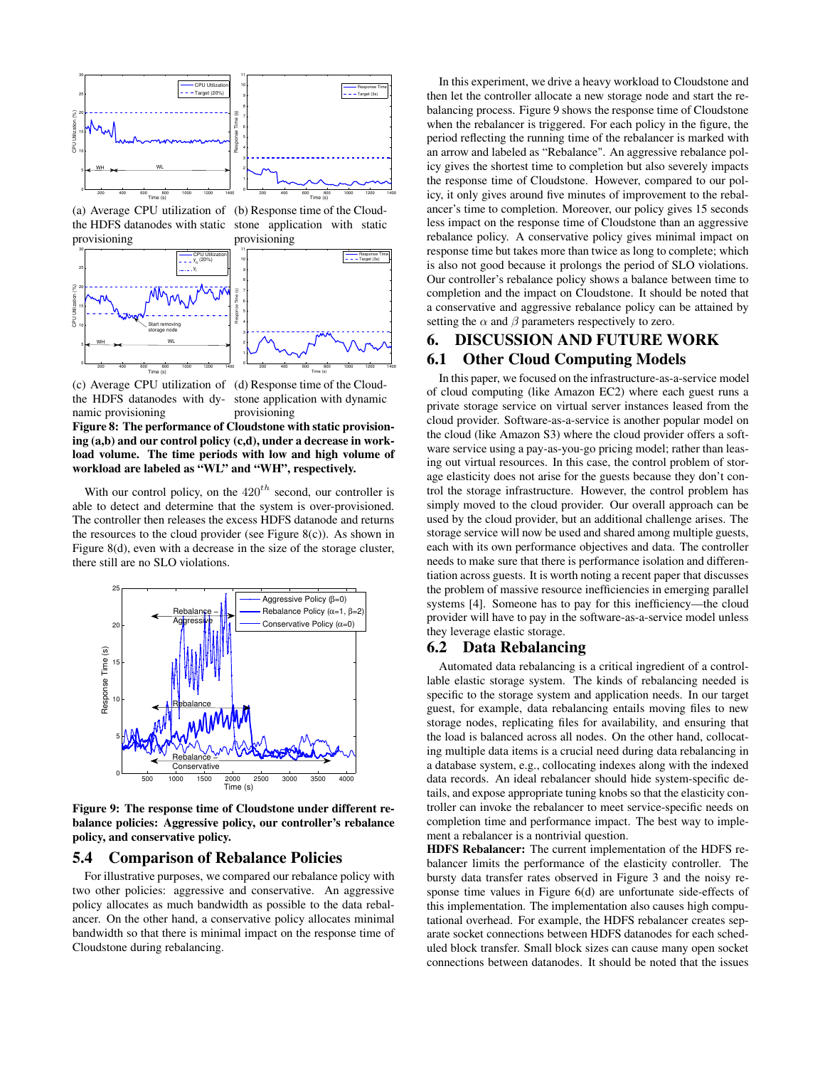(a) Average CPU utilization of the HDFS datanodes with static provisioning

(b) Response time of the Cloudstone application with static provisioning

(c) Average CPU utilization of the HDFS datanodes with dynamic provisioning

(d) Response time of the Cloudstone application with dynamic provisioning

**Figure 8: The performance of Cloudstone with static provisioning (a,b) and our control policy (c,d), under a decrease in workload volume. The time periods with low and high volume of workload are labeled as "WL" and "WH", respectively.**

With our control policy, on the $420^{th}$ second, our controller is able to detect and determine that the system is over-provisioned. The controller then releases the excess HDFS datanode and returns the resources to the cloud provider (see Figure 8(c)). As shown in Figure 8(d), even with a decrease in the size of the storage cluster, there still are no SLO violations.

Aggressive Policy (β=0)

Rebalance Policy (α=1, β=2)

Conservative Policy (α=0)

Rebalance – Aggressive

Rebalance

Rebalance – Conservative

Response Time (s)

Time (s)

**Figure 9: The response time of Cloudstone under different rebalance policies: Aggressive policy, our controller's rebalance policy, and conservative policy.**

## 5.4 Comparison of Rebalance Policies

For illustrative purposes, we compared our rebalance policy with two other policies: aggressive and conservative. An aggressive policy allocates as much bandwidth as possible to the data rebalancer. On the other hand, a conservative policy allocates minimal bandwidth so that there is minimal impact on the response time of Cloudstone during rebalancing.

In this experiment, we drive a heavy workload to Cloudstone and then let the controller allocate a new storage node and start the rebalancing process. Figure 9 shows the response time of Cloudstone when the rebalancer is triggered. For each policy in the figure, the period reflecting the running time of the rebalancer is marked with an arrow and labeled as "Rebalance". An aggressive rebalance policy gives the shortest time to completion but also severely impacts the response time of Cloudstone. However, compared to our policy, it only gives around five minutes of improvement to the rebalancer's time to completion. Moreover, our policy gives 15 seconds less impact on the response time of Cloudstone than an aggressive rebalance policy. A conservative policy gives minimal impact on response time but takes more than twice as long to complete; which is also not good because it prolongs the period of SLO violations. Our controller's rebalance policy shows a balance between time to completion and the impact on Cloudstone. It should be noted that a conservative and aggressive rebalance policy can be attained by setting the $\alpha$ and $\beta$ parameters respectively to zero.

# 6. DISCUSSION AND FUTURE WORK

## 6.1 Other Cloud Computing Models

In this paper, we focused on the infrastructure-as-a-service model of cloud computing (like Amazon EC2) where each guest runs a private storage service on virtual server instances leased from the cloud provider. Software-as-a-service is another popular model on the cloud (like Amazon S3) where the cloud provider offers a software service using a pay-as-you-go pricing model; rather than leasing out virtual resources. In this case, the control problem of storage elasticity does not arise for the guests because they don't control the storage infrastructure. However, the control problem has simply moved to the cloud provider. Our overall approach can be used by the cloud provider, but an additional challenge arises. The storage service will now be used and shared among multiple guests, each with its own performance objectives and data. The controller needs to make sure that there is performance isolation and differentiation across guests. It is worth noting a recent paper that discusses the problem of massive resource inefficiencies in emerging parallel systems [4]. Someone has to pay for this inefficiency—the cloud provider will have to pay in the software-as-a-service model unless they leverage elastic storage.

## 6.2 Data Rebalancing

Automated data rebalancing is a critical ingredient of a controllable elastic storage system. The kinds of rebalancing needed is specific to the storage system and application needs. In our target guest, for example, data rebalancing entails moving files to new storage nodes, replicating files for availability, and ensuring that the load is balanced across all nodes. On the other hand, collocating multiple data items is a crucial need during data rebalancing in a database system, e.g., collocating indexes along with the indexed data records. An ideal rebalancer should hide system-specific details, and expose appropriate tuning knobs so that the elasticity controller can invoke the rebalancer to meet service-specific needs on completion time and performance impact. The best way to implement a rebalancer is a nontrivial question.

**HDFS Rebalancer:** The current implementation of the HDFS rebalancer limits the performance of the elasticity controller. The bursty data transfer rates observed in Figure 3 and the noisy response time values in Figure 6(d) are unfortunate side-effects of this implementation. The implementation also causes high computational overhead. For example, the HDFS rebalancer creates separate socket connections between HDFS datanodes for each scheduled block transfer. Small block sizes can cause many open socket connections between datanodes. It should be noted that the issues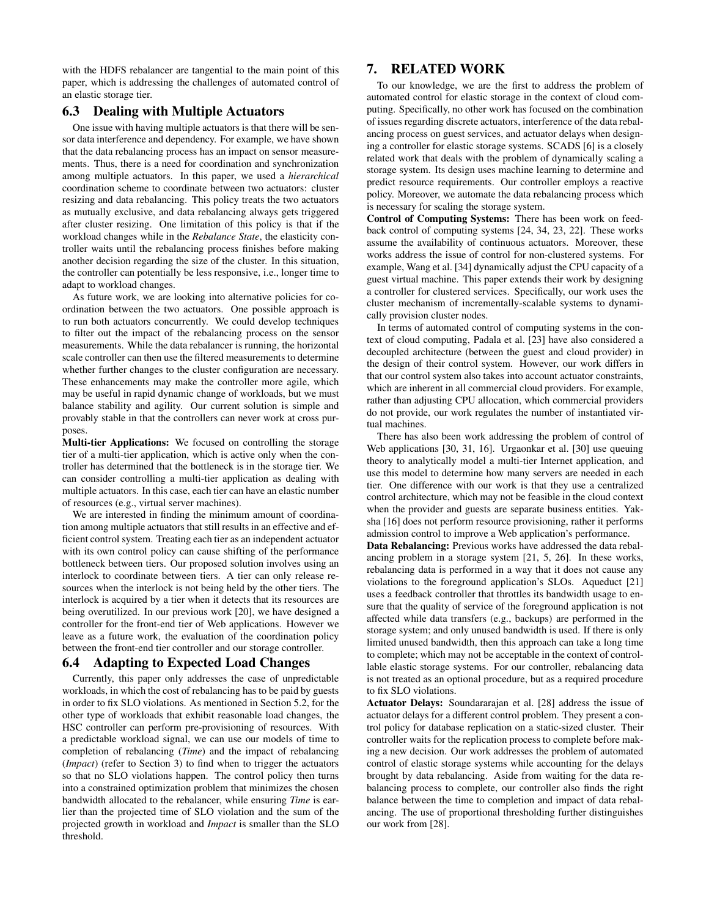with the HDFS rebalancer are tangential to the main point of this paper, which is addressing the challenges of automated control of an elastic storage tier.

## 6.3 Dealing with Multiple Actuators

One issue with having multiple actuators is that there will be sensor data interference and dependency. For example, we have shown that the data rebalancing process has an impact on sensor measurements. Thus, there is a need for coordination and synchronization among multiple actuators. In this paper, we used a *hierarchical* coordination scheme to coordinate between two actuators: cluster resizing and data rebalancing. This policy treats the two actuators as mutually exclusive, and data rebalancing always gets triggered after cluster resizing. One limitation of this policy is that if the workload changes while in the *Rebalance State*, the elasticity controller waits until the rebalancing process finishes before making another decision regarding the size of the cluster. In this situation, the controller can potentially be less responsive, i.e., longer time to adapt to workload changes.

As future work, we are looking into alternative policies for coordination between the two actuators. One possible approach is to run both actuators concurrently. We could develop techniques to filter out the impact of the rebalancing process on the sensor measurements. While the data rebalancer is running, the horizontal scale controller can then use the filtered measurements to determine whether further changes to the cluster configuration are necessary. These enhancements may make the controller more agile, which may be useful in rapid dynamic change of workloads, but we must balance stability and agility. Our current solution is simple and provably stable in that the controllers can never work at cross purposes.

**Multi-tier Applications:** We focused on controlling the storage tier of a multi-tier application, which is active only when the controller has determined that the bottleneck is in the storage tier. We can consider controlling a multi-tier application as dealing with multiple actuators. In this case, each tier can have an elastic number of resources (e.g., virtual server machines).

We are interested in finding the minimum amount of coordination among multiple actuators that still results in an effective and efficient control system. Treating each tier as an independent actuator with its own control policy can cause shifting of the performance bottleneck between tiers. Our proposed solution involves using an interlock to coordinate between tiers. A tier can only release resources when the interlock is not being held by the other tiers. The interlock is acquired by a tier when it detects that its resources are being overutilized. In our previous work [20], we have designed a controller for the front-end tier of Web applications. However we leave as a future work, the evaluation of the coordination policy between the front-end tier controller and our storage controller.

## 6.4 Adapting to Expected Load Changes

Currently, this paper only addresses the case of unpredictable workloads, in which the cost of rebalancing has to be paid by guests in order to fix SLO violations. As mentioned in Section 5.2, for the other type of workloads that exhibit reasonable load changes, the HSC controller can perform pre-provisioning of resources. With a predictable workload signal, we can use our models of time to completion of rebalancing (*Time*) and the impact of rebalancing (*Impact*) (refer to Section 3) to find when to trigger the actuators so that no SLO violations happen. The control policy then turns into a constrained optimization problem that minimizes the chosen bandwidth allocated to the rebalancer, while ensuring *Time* is earlier than the projected time of SLO violation and the sum of the projected growth in workload and *Impact* is smaller than the SLO threshold.

# 7. RELATED WORK

To our knowledge, we are the first to address the problem of automated control for elastic storage in the context of cloud computing. Specifically, no other work has focused on the combination of issues regarding discrete actuators, interference of the data rebalancing process on guest services, and actuator delays when designing a controller for elastic storage systems. SCADS [6] is a closely related work that deals with the problem of dynamically scaling a storage system. Its design uses machine learning to determine and predict resource requirements. Our controller employs a reactive policy. Moreover, we automate the data rebalancing process which is necessary for scaling the storage system.

**Control of Computing Systems:** There has been work on feedback control of computing systems [24, 34, 23, 22]. These works assume the availability of continuous actuators. Moreover, these works address the issue of control for non-clustered systems. For example, Wang et al. [34] dynamically adjust the CPU capacity of a guest virtual machine. This paper extends their work by designing a controller for clustered services. Specifically, our work uses the cluster mechanism of incrementally-scalable systems to dynamically provision cluster nodes.

In terms of automated control of computing systems in the context of cloud computing, Padala et al. [23] have also considered a decoupled architecture (between the guest and cloud provider) in the design of their control system. However, our work differs in that our control system also takes into account actuator constraints, which are inherent in all commercial cloud providers. For example, rather than adjusting CPU allocation, which commercial providers do not provide, our work regulates the number of instantiated virtual machines.

There has also been work addressing the problem of control of Web applications [30, 31, 16]. Urgaonkar et al. [30] use queuing theory to analytically model a multi-tier Internet application, and use this model to determine how many servers are needed in each tier. One difference with our work is that they use a centralized control architecture, which may not be feasible in the cloud context when the provider and guests are separate business entities. Yaksha [16] does not perform resource provisioning, rather it performs admission control to improve a Web application's performance.

**Data Rebalancing:** Previous works have addressed the data rebalancing problem in a storage system [21, 5, 26]. In these works, rebalancing data is performed in a way that it does not cause any violations to the foreground application's SLOs. Aqueduct [21] uses a feedback controller that throttles its bandwidth usage to ensure that the quality of service of the foreground application is not affected while data transfers (e.g., backups) are performed in the storage system; and only unused bandwidth is used. If there is only limited unused bandwidth, then this approach can take a long time to complete; which may not be acceptable in the context of controllable elastic storage systems. For our controller, rebalancing data is not treated as an optional procedure, but as a required procedure to fix SLO violations.

**Actuator Delays:** Soundararajan et al. [28] address the issue of actuator delays for a different control problem. They present a control policy for database replication on a static-sized cluster. Their controller waits for the replication process to complete before making a new decision. Our work addresses the problem of automated control of elastic storage systems while accounting for the delays brought by data rebalancing. Aside from waiting for the data rebalancing process to complete, our controller also finds the right balance between the time to completion and impact of data rebalancing. The use of proportional thresholding further distinguishes our work from [28].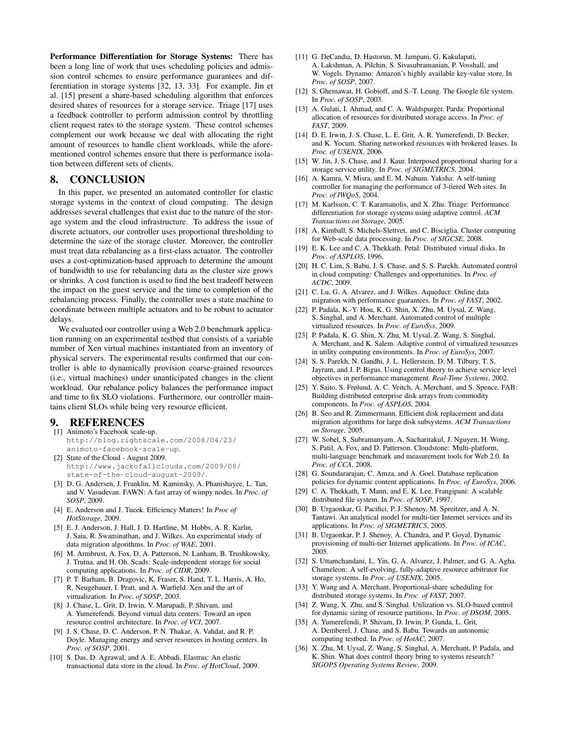**Performance Differentiation for Storage Systems:** There has been a long line of work that uses scheduling policies and admission control schemes to ensure performance guarantees and differentiation in storage systems [32, 13, 33]. For example, Jin et al. [15] present a share-based scheduling algorithm that enforces desired shares of resources for a storage service. Triage [17] uses a feedback controller to perform admission control by throttling client request rates to the storage system. These control schemes complement our work because we deal with allocating the right amount of resources to handle client workloads, while the aforementioned control schemes ensure that there is performance isolation between different sets of clients.

# 8. CONCLUSION

In this paper, we presented an automated controller for elastic storage systems in the context of cloud computing. The design addresses several challenges that exist due to the nature of the storage system and the cloud infrastructure. To address the issue of discrete actuators, our controller uses proportional thresholding to determine the size of the storage cluster. Moreover, the controller must treat data rebalancing as a first-class actuator. The controller uses a cost-optimization-based approach to determine the amount of bandwidth to use for rebalancing data as the cluster size grows or shrinks. A cost function is used to find the best tradeoff between the impact on the guest service and the time to completion of the rebalancing process. Finally, the controller uses a state machine to coordinate between multiple actuators and to be robust to actuator delays.

We evaluated our controller using a Web 2.0 benchmark application running on an experimental testbed that consists of a variable number of Xen virtual machines instantiated from an inventory of physical servers. The experimental results confirmed that our controller is able to dynamically provision coarse-grained resources (i.e., virtual machines) under unanticipated changes in the client workload. Our rebalance policy balances the performance impact and time to fix SLO violations. Furthermore, our controller maintains client SLOs while being very resource efficient.

# 9. REFERENCES

[1] Animoto's Facebook scale-up. http://blog.rightscale.com/2008/04/23/animoto-facebook-scale-up.

[2] State of the Cloud - August 2009. http://www.jackofallclouds.com/2009/08/state-of-the-cloud-august-2009/.

[3] D. G. Andersen, J. Franklin, M. Kaminsky, A. Phanishayee, L. Tan, and V. Vasudevan. FAWN: A fast array of wimpy nodes. In *Proc. of SOSP*, 2009.

[4] E. Anderson and J. Tucek. Efficiency Matters! In *Proc of HotStorage*, 2009.

[5] E. J. Anderson, J. Hall, J. D. Hartline, M. Hobbs, A. R. Karlin, J. Saia, R. Swaminathan, and J. Wilkes. An experimental study of data migration algorithms. In *Proc. of WAE*, 2001.

[6] M. Armbrust, A. Fox, D. A. Patterson, N. Lanham, B. Trushkowsky, J. Trutna, and H. Oh. Scads: Scale-independent storage for social computing applications. In *Proc. of CIDR*, 2009.

[7] P. T. Barham, B. Dragovic, K. Fraser, S. Hand, T. L. Harris, A. Ho, R. Neugebauer, I. Pratt, and A. Warfield. Xen and the art of virtualization. In *Proc. of SOSP*, 2003.

[8] J. Chase, L. Grit, D. Irwin, V. Marupadi, P. Shivam, and A. Yumerefendi. Beyond virtual data centers: Toward an open resource control architecture. In *Proc. of VCI*, 2007.

[9] J. S. Chase, D. C. Anderson, P. N. Thakar, A. Vahdat, and R. P. Doyle. Managing energy and server resources in hosting centers. In *Proc. of SOSP*, 2001.

[10] S. Das, D. Agrawal, and A. E. Abbadi. Elastras: An elastic transactional data store in the cloud. In *Proc. of HotCloud*, 2009.

[11] G. DeCandia, D. Hastorun, M. Jampani, G. Kakulapati, A. Lakshman, A. Pilchin, S. Sivasubramanian, P. Vosshall, and W. Vogels. Dynamo: Amazon's highly available key-value store. In *Proc. of SOSP*, 2007.

[12] S. Ghemawat, H. Gobioff, and S.-T. Leung. The Google file system. In *Proc. of SOSP*, 2003.

[13] A. Gulati, I. Ahmad, and C. A. Waldspurger. Parda: Proportional allocation of resources for distributed storage access. In *Proc. of FAST*, 2009.

[14] D. E. Irwin, J. S. Chase, L. E. Grit, A. R. Yumerefendi, D. Becker, and K. Yocum. Sharing networked resources with brokered leases. In *Proc. of USENIX*, 2006.

[15] W. Jin, J. S. Chase, and J. Kaur. Interposed proportional sharing for a storage service utility. In *Proc. of SIGMETRICS*, 2004.

[16] A. Kamra, V. Misra, and E. M. Nahum. Yaksha: A self-tuning controller for managing the performance of 3-tiered Web sites. In *Proc. of IWQoS*, 2004.

[17] M. Karlsson, C. T. Karamanolis, and X. Zhu. Triage: Performance differentiation for storage systems using adaptive control. *ACM Transactions on Storage*, 2005.

[18] A. Kimball, S. Michels-Slettvet, and C. Bisciglia. Cluster computing for Web-scale data processing. In *Proc. of SIGCSE*, 2008.

[19] E. K. Lee and C. A. Thekkath. Petal: Distributed virtual disks. In *Proc. of ASPLOS*, 1996.

[20] H. C. Lim, S. Babu, J. S. Chase, and S. S. Parekh. Automated control in cloud computing: Challenges and opportunities. In *Proc. of ACDC*, 2009.

[21] C. Lu, G. A. Alvarez, and J. Wilkes. Aqueduct: Online data migration with performance guarantees. In *Proc. of FAST*, 2002.

[22] P. Padala, K.-Y. Hou, K. G. Shin, X. Zhu, M. Uysal, Z. Wang, S. Singhal, and A. Merchant. Automated control of multiple virtualized resources. In *Proc. of EuroSys*, 2009.

[23] P. Padala, K. G. Shin, X. Zhu, M. Uysal, Z. Wang, S. Singhal, A. Merchant, and K. Salem. Adaptive control of virtualized resources in utility computing environments. In *Proc. of EuroSys*, 2007.

[24] S. S. Parekh, N. Gandhi, J. L. Hellerstein, D. M. Tilbury, T. S. Jayram, and J. P. Bigus. Using control theory to achieve service level objectives in performance management. *Real-Time Systems*, 2002.

[25] Y. Saito, S. Frølund, A. C. Veitch, A. Merchant, and S. Spence. FAB: Building distributed enterprise disk arrays from commodity components. In *Proc. of ASPLOS*, 2004.

[26] B. Seo and R. Zimmermann. Efficient disk replacement and data migration algorithms for large disk subsystems. *ACM Transactions on Storage*, 2005.

[27] W. Sobel, S. Subramanyam, A. Sucharitakul, J. Nguyen, H. Wong, S. Patil, A. Fox, and D. Patterson. Cloudstone: Multi-platform, multi-language benchmark and measurement tools for Web 2.0. In *Proc. of CCA*, 2008.

[28] G. Soundararajan, C. Amza, and A. Goel. Database replication policies for dynamic content applications. In *Proc. of EuroSys*, 2006.

[29] C. A. Thekkath, T. Mann, and E. K. Lee. Frangipani: A scalable distributed file system. In *Proc. of SOSP*, 1997.

[30] B. Urgaonkar, G. Pacifici, P. J. Shenoy, M. Spreitzer, and A. N. Tantawi. An analytical model for multi-tier Internet services and its applications. In *Proc. of SIGMETRICS*, 2005.

[31] B. Urgaonkar, P. J. Shenoy, A. Chandra, and P. Goyal. Dynamic provisioning of multi-tier Internet applications. In *Proc. of ICAC*, 2005.

[32] S. Uttamchandani, L. Yin, G. A. Alvarez, J. Palmer, and G. A. Agha. Chameleon: A self-evolving, fully-adaptive resource arbitrator for storage systems. In *Proc. of USENIX*, 2005.

[33] Y. Wang and A. Merchant. Proportional-share scheduling for distributed storage systems. In *Proc. of FAST*, 2007.

[34] Z. Wang, X. Zhu, and S. Singhal. Utilization vs. SLO-based control for dynamic sizing of resource partitions. In *Proc. of DSOM*, 2005.

[35] A. Yumerefendi, P. Shivam, D. Irwin, P. Gunda, L. Grit, A. Demberel, J. Chase, and S. Babu. Towards an autonomic computing testbed. In *Proc. of HotAC*, 2007.

[36] X. Zhu, M. Uysal, Z. Wang, S. Singhal, A. Merchant, P. Padala, and K. Shin. What does control theory bring to systems research? *SIGOPS Operating Systems Review*, 2009.